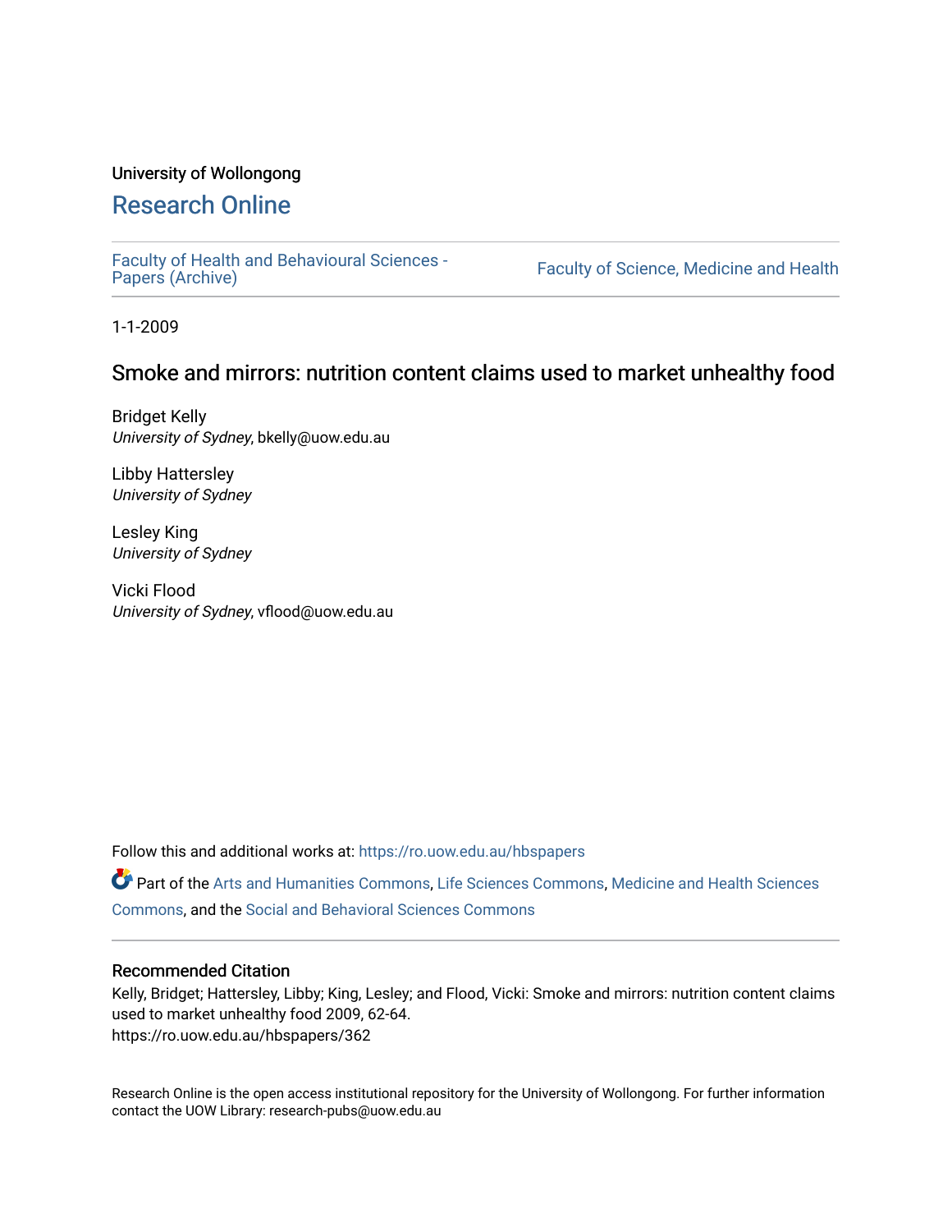University of Wollongong

# Research Online

Faculty of Health and Behavioural Sciences - Papers (Archive)

Faculty of Science, Medicine and Health

1-1-2009

## Smoke and mirrors: nutrition content claims used to market unhealthy food

Bridget Kelly
*University of Sydney*, bkelly@uow.edu.au

Libby Hattersley
*University of Sydney*

Lesley King
*University of Sydney*

Vicki Flood
*University of Sydney*, vflood@uow.edu.au

Follow this and additional works at: https://ro.uow.edu.au/hbspapers

Part of the Arts and Humanities Commons, Life Sciences Commons, Medicine and Health Sciences Commons, and the Social and Behavioral Sciences Commons

### Recommended Citation

Kelly, Bridget; Hattersley, Libby; King, Lesley; and Flood, Vicki: Smoke and mirrors: nutrition content claims used to market unhealthy food 2009, 62-64.
https://ro.uow.edu.au/hbspapers/362

Research Online is the open access institutional repository for the University of Wollongong. For further information contact the UOW Library: research-pubs@uow.edu.au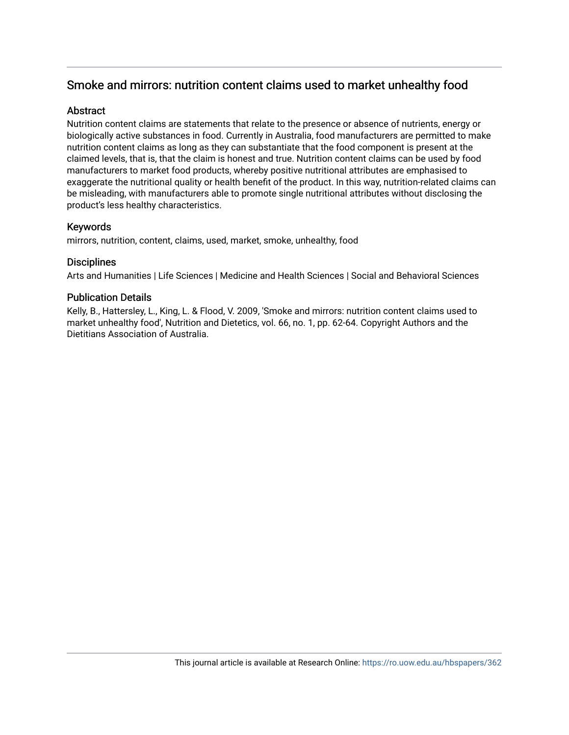## Smoke and mirrors: nutrition content claims used to market unhealthy food

### Abstract

Nutrition content claims are statements that relate to the presence or absence of nutrients, energy or biologically active substances in food. Currently in Australia, food manufacturers are permitted to make nutrition content claims as long as they can substantiate that the food component is present at the claimed levels, that is, that the claim is honest and true. Nutrition content claims can be used by food manufacturers to market food products, whereby positive nutritional attributes are emphasised to exaggerate the nutritional quality or health benefit of the product. In this way, nutrition-related claims can be misleading, with manufacturers able to promote single nutritional attributes without disclosing the product's less healthy characteristics.

### Keywords

mirrors, nutrition, content, claims, used, market, smoke, unhealthy, food

### Disciplines

Arts and Humanities | Life Sciences | Medicine and Health Sciences | Social and Behavioral Sciences

### Publication Details

Kelly, B., Hattersley, L., King, L. & Flood, V. 2009, 'Smoke and mirrors: nutrition content claims used to market unhealthy food', Nutrition and Dietetics, vol. 66, no. 1, pp. 62-64. Copyright Authors and the Dietitians Association of Australia.

This journal article is available at Research Online: https://ro.uow.edu.au/hbspapers/362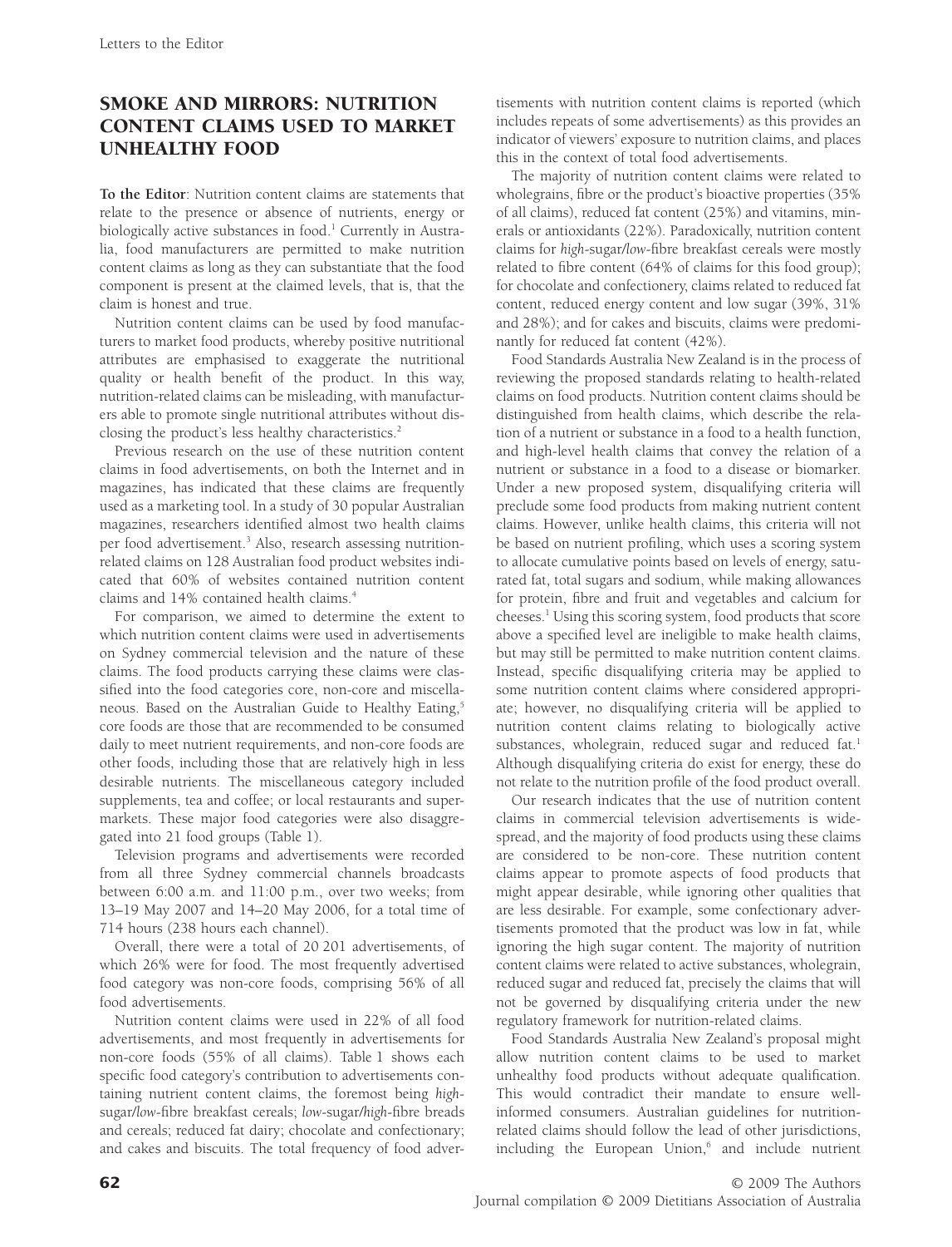## SMOKE AND MIRRORS: NUTRITION CONTENT CLAIMS USED TO MARKET UNHEALTHY FOOD

**To the Editor**: Nutrition content claims are statements that relate to the presence or absence of nutrients, energy or biologically active substances in food.[1] Currently in Australia, food manufacturers are permitted to make nutrition content claims as long as they can substantiate that the food component is present at the claimed levels, that is, that the claim is honest and true.

Nutrition content claims can be used by food manufacturers to market food products, whereby positive nutritional attributes are emphasised to exaggerate the nutritional quality or health benefit of the product. In this way, nutrition-related claims can be misleading, with manufacturers able to promote single nutritional attributes without disclosing the product's less healthy characteristics.[2]

Previous research on the use of these nutrition content claims in food advertisements, on both the Internet and in magazines, has indicated that these claims are frequently used as a marketing tool. In a study of 30 popular Australian magazines, researchers identified almost two health claims per food advertisement.[3] Also, research assessing nutrition-related claims on 128 Australian food product websites indicated that 60% of websites contained nutrition content claims and 14% contained health claims.[4]

For comparison, we aimed to determine the extent to which nutrition content claims were used in advertisements on Sydney commercial television and the nature of these claims. The food products carrying these claims were classified into the food categories core, non-core and miscellaneous. Based on the Australian Guide to Healthy Eating,[5] core foods are those that are recommended to be consumed daily to meet nutrient requirements, and non-core foods are other foods, including those that are relatively high in less desirable nutrients. The miscellaneous category included supplements, tea and coffee; or local restaurants and supermarkets. These major food categories were also disaggregated into 21 food groups (Table 1).

Television programs and advertisements were recorded from all three Sydney commercial channels broadcasts between 6:00 a.m. and 11:00 p.m., over two weeks; from 13–19 May 2007 and 14–20 May 2006, for a total time of 714 hours (238 hours each channel).

Overall, there were a total of 20 201 advertisements, of which 26% were for food. The most frequently advertised food category was non-core foods, comprising 56% of all food advertisements.

Nutrition content claims were used in 22% of all food advertisements, and most frequently in advertisements for non-core foods (55% of all claims). Table 1 shows each specific food category's contribution to advertisements containing nutrient content claims, the foremost being *high*-sugar/*low*-fibre breakfast cereals; *low*-sugar/*high*-fibre breads and cereals; reduced fat dairy; chocolate and confectionary; and cakes and biscuits. The total frequency of food advertisements with nutrition content claims is reported (which includes repeats of some advertisements) as this provides an indicator of viewers' exposure to nutrition claims, and places this in the context of total food advertisements.

The majority of nutrition content claims were related to wholegrains, fibre or the product's bioactive properties (35% of all claims), reduced fat content (25%) and vitamins, minerals or antioxidants (22%). Paradoxically, nutrition content claims for *high*-sugar/*low*-fibre breakfast cereals were mostly related to fibre content (64% of claims for this food group); for chocolate and confectionery, claims related to reduced fat content, reduced energy content and low sugar (39%, 31% and 28%); and for cakes and biscuits, claims were predominantly for reduced fat content (42%).

Food Standards Australia New Zealand is in the process of reviewing the proposed standards relating to health-related claims on food products. Nutrition content claims should be distinguished from health claims, which describe the relation of a nutrient or substance in a food to a health function, and high-level health claims that convey the relation of a nutrient or substance in a food to a disease or biomarker. Under a new proposed system, disqualifying criteria will preclude some food products from making nutrient content claims. However, unlike health claims, this criteria will not be based on nutrient profiling, which uses a scoring system to allocate cumulative points based on levels of energy, saturated fat, total sugars and sodium, while making allowances for protein, fibre and fruit and vegetables and calcium for cheeses.[1] Using this scoring system, food products that score above a specified level are ineligible to make health claims, but may still be permitted to make nutrition content claims. Instead, specific disqualifying criteria may be applied to some nutrition content claims where considered appropriate; however, no disqualifying criteria will be applied to nutrition content claims relating to biologically active substances, wholegrain, reduced sugar and reduced fat.[1] Although disqualifying criteria do exist for energy, these do not relate to the nutrition profile of the food product overall.

Our research indicates that the use of nutrition content claims in commercial television advertisements is widespread, and the majority of food products using these claims are considered to be non-core. These nutrition content claims appear to promote aspects of food products that might appear desirable, while ignoring other qualities that are less desirable. For example, some confectionary advertisements promoted that the product was low in fat, while ignoring the high sugar content. The majority of nutrition content claims were related to active substances, wholegrain, reduced sugar and reduced fat, precisely the claims that will not be governed by disqualifying criteria under the new regulatory framework for nutrition-related claims.

Food Standards Australia New Zealand's proposal might allow nutrition content claims to be used to market unhealthy food products without adequate qualification. This would contradict their mandate to ensure well-informed consumers. Australian guidelines for nutrition-related claims should follow the lead of other jurisdictions, including the European Union,[6] and include nutrient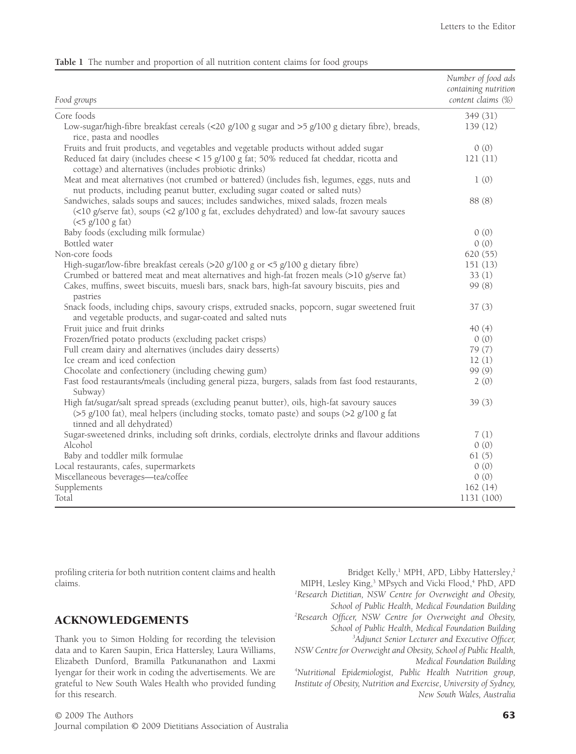**Table 1** The number and proportion of all nutrition content claims for food groups

| Food groups | Number of food ads containing nutrition content claims (%) |
|---|---|
| Core foods | 349 (31) |
| Low-sugar/high-fibre breakfast cereals (<20 g/100 g sugar and >5 g/100 g dietary fibre), breads, rice, pasta and noodles | 139 (12) |
| Fruits and fruit products, and vegetables and vegetable products without added sugar | 0 (0) |
| Reduced fat dairy (includes cheese < 15 g/100 g fat; 50% reduced fat cheddar, ricotta and cottage) and alternatives (includes probiotic drinks) | 121 (11) |
| Meat and meat alternatives (not crumbed or battered) (includes fish, legumes, eggs, nuts and nut products, including peanut butter, excluding sugar coated or salted nuts) | 1 (0) |
| Sandwiches, salads soups and sauces; includes sandwiches, mixed salads, frozen meals (<10 g/serve fat), soups (<2 g/100 g fat, excludes dehydrated) and low-fat savoury sauces (<5 g/100 g fat) | 88 (8) |
| Baby foods (excluding milk formulae) | 0 (0) |
| Bottled water | 0 (0) |
| Non-core foods | 620 (55) |
| High-sugar/low-fibre breakfast cereals (>20 g/100 g or <5 g/100 g dietary fibre) | 151 (13) |
| Crumbed or battered meat and meat alternatives and high-fat frozen meals (>10 g/serve fat) | 33 (1) |
| Cakes, muffins, sweet biscuits, muesli bars, snack bars, high-fat savoury biscuits, pies and pastries | 99 (8) |
| Snack foods, including chips, savoury crisps, extruded snacks, popcorn, sugar sweetened fruit and vegetable products, and sugar-coated and salted nuts | 37 (3) |
| Fruit juice and fruit drinks | 40 (4) |
| Frozen/fried potato products (excluding packet crisps) | 0 (0) |
| Full cream dairy and alternatives (includes dairy desserts) | 79 (7) |
| Ice cream and iced confection | 12 (1) |
| Chocolate and confectionery (including chewing gum) | 99 (9) |
| Fast food restaurants/meals (including general pizza, burgers, salads from fast food restaurants, Subway) | 2 (0) |
| High fat/sugar/salt spread spreads (excluding peanut butter), oils, high-fat savoury sauces (>5 g/100 fat), meal helpers (including stocks, tomato paste) and soups (>2 g/100 g fat tinned and all dehydrated) | 39 (3) |
| Sugar-sweetened drinks, including soft drinks, cordials, electrolyte drinks and flavour additions | 7 (1) |
| Alcohol | 0 (0) |
| Baby and toddler milk formulae | 61 (5) |
| Local restaurants, cafes, supermarkets | 0 (0) |
| Miscellaneous beverages—tea/coffee | 0 (0) |
| Supplements | 162 (14) |
| Total | 1131 (100) |

profiling criteria for both nutrition content claims and health claims.

## ACKNOWLEDGEMENTS

Thank you to Simon Holding for recording the television data and to Karen Saupin, Erica Hattersley, Laura Williams, Elizabeth Dunford, Bramilla Patkunanathon and Laxmi Iyengar for their work in coding the advertisements. We are grateful to New South Wales Health who provided funding for this research.

Bridget Kelly,[1] MPH, APD, Libby Hattersley,[2] MIPH, Lesley King,[3] MPsych and Vicki Flood,[4] PhD, APD

[1]*Research Dietitian, NSW Centre for Overweight and Obesity, School of Public Health, Medical Foundation Building*

[2]*Research Officer, NSW Centre for Overweight and Obesity, School of Public Health, Medical Foundation Building*

[3]*Adjunct Senior Lecturer and Executive Officer, NSW Centre for Overweight and Obesity, School of Public Health, Medical Foundation Building*

[4]*Nutritional Epidemiologist, Public Health Nutrition group, Institute of Obesity, Nutrition and Exercise, University of Sydney, New South Wales, Australia*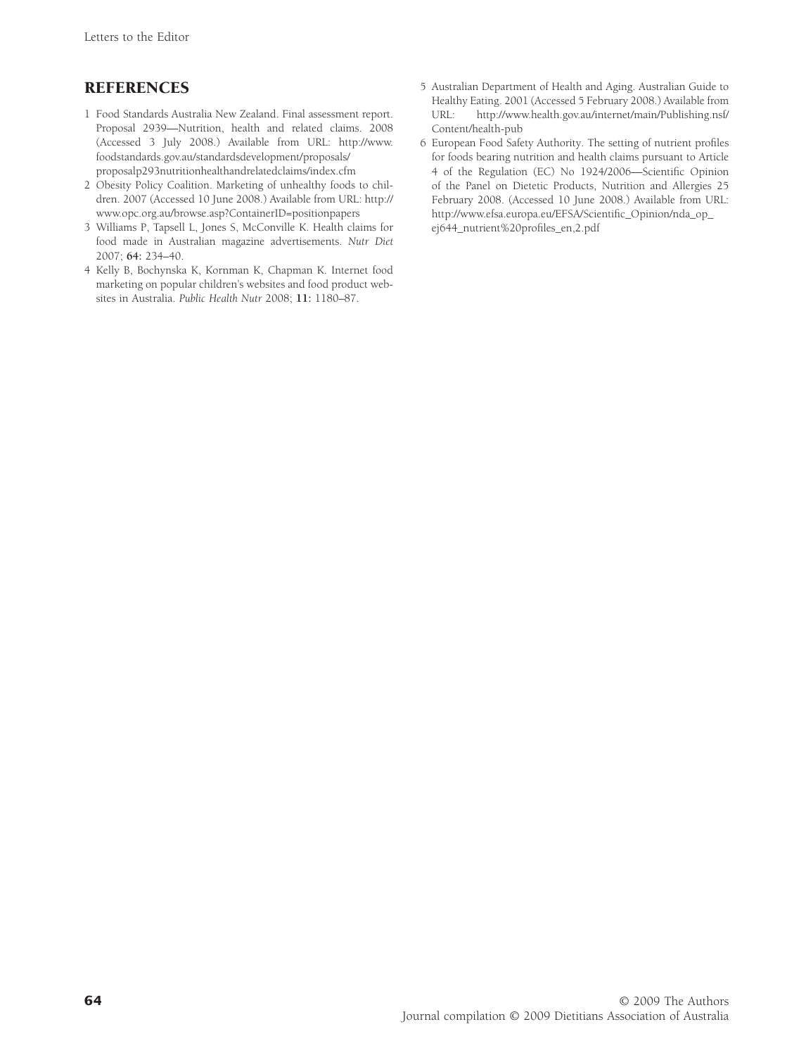## REFERENCES

1. Food Standards Australia New Zealand. Final assessment report. Proposal 2939—Nutrition, health and related claims. 2008 (Accessed 3 July 2008.) Available from URL: http://www.foodstandards.gov.au/standardsdevelopment/proposals/proposalp293nutritionhealthandrelatedclaims/index.cfm
2. Obesity Policy Coalition. Marketing of unhealthy foods to children. 2007 (Accessed 10 June 2008.) Available from URL: http://www.opc.org.au/browse.asp?ContainerID=positionpapers
3. Williams P, Tapsell L, Jones S, McConville K. Health claims for food made in Australian magazine advertisements. *Nutr Diet* 2007; **64:** 234–40.
4. Kelly B, Bochynska K, Kornman K, Chapman K. Internet food marketing on popular children's websites and food product websites in Australia. *Public Health Nutr* 2008; **11:** 1180–87.
5. Australian Department of Health and Aging. Australian Guide to Healthy Eating. 2001 (Accessed 5 February 2008.) Available from URL: http://www.health.gov.au/internet/main/Publishing.nsf/Content/health-pub
6. European Food Safety Authority. The setting of nutrient profiles for foods bearing nutrition and health claims pursuant to Article 4 of the Regulation (EC) No 1924/2006—Scientific Opinion of the Panel on Dietetic Products, Nutrition and Allergies 25 February 2008. (Accessed 10 June 2008.) Available from URL: http://www.efsa.europa.eu/EFSA/Scientific_Opinion/nda_op_ej644_nutrient%20profiles_en,2.pdf

© 2009 The Authors
Journal compilation © 2009 Dietitians Association of Australia